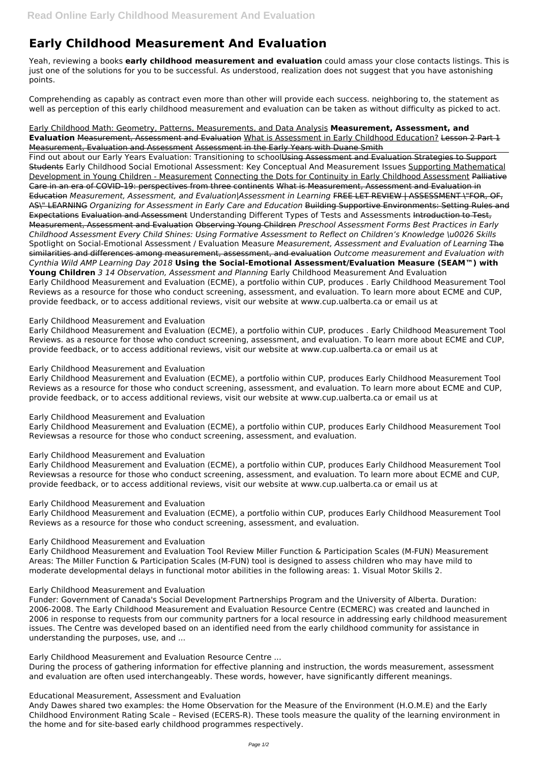# Early Childhood Measurement And Evaluation

Yeah, reviewing a books **early childhood measurement and evaluation** could amass your close contacts listings. This is just one of the solutions for you to be successful. As understood, realization does not suggest that you have astonishing points.

Comprehending as capably as contract even more than other will provide each success. neighboring to, the statement as well as perception of this early childhood measurement and evaluation can be taken as without difficulty as picked to act.

Early Childhood Math: Geometry, Patterns, Measurements, and Data Analysis **Measurement, Assessment, and Evaluation** ~~Measurement, Assessment and Evaluation~~ What is Assessment in Early Childhood Education? ~~Lesson 2 Part 1 Measurement, Evaluation and Assessment~~ Assessment in the Early Years with Duane Smith

Find out about our Early Years Evaluation: Transitioning to school~~Using Assessment and Evaluation Strategies to Support Students~~ Early Childhood Social Emotional Assessment: Key Conceptual And Measurement Issues Supporting Mathematical Development in Young Children - Measurement Connecting the Dots for Continuity in Early Childhood Assessment ~~Palliative Care in an era of COVID-19: perspectives from three continents~~ ~~What is Measurement, Assessment and Evaluation in Education~~ *Measurement, Assessment, and Evaluation|Assessment in Learning* ~~FREE LET REVIEW | ASSESSMENT \"FOR, OF, AS\" LEARNING~~ *Organizing for Assessment in Early Care and Education* ~~Building Supportive Environments: Setting Rules and Expectations~~ ~~Evaluation and Assessment~~ Understanding Different Types of Tests and Assessments ~~Introduction to Test, Measurement, Assessment and Evaluation~~ ~~Observing Young Children~~ *Preschool Assessment Forms Best Practices in Early Childhood Assessment Every Child Shines: Using Formative Assessment to Reflect on Children's Knowledge \u0026 Skills* Spotlight on Social-Emotional Assessment / Evaluation Measure *Measurement, Assessment and Evaluation of Learning* ~~The similarities and differences among measurement, assessment, and evaluation~~ *Outcome measurement and Evaluation with Cynthia Wild AMP Learning Day 2018* **Using the Social-Emotional Assessment/Evaluation Measure (SEAM™) with Young Children** *3 14 Observation, Assessment and Planning* Early Childhood Measurement And Evaluation
Early Childhood Measurement and Evaluation (ECME), a portfolio within CUP, produces . Early Childhood Measurement Tool Reviews as a resource for those who conduct screening, assessment, and evaluation. To learn more about ECME and CUP, provide feedback, or to access additional reviews, visit our website at www.cup.ualberta.ca or email us at

Early Childhood Measurement and Evaluation
Early Childhood Measurement and Evaluation (ECME), a portfolio within CUP, produces . Early Childhood Measurement Tool Reviews. as a resource for those who conduct screening, assessment, and evaluation. To learn more about ECME and CUP, provide feedback, or to access additional reviews, visit our website at www.cup.ualberta.ca or email us at

Early Childhood Measurement and Evaluation
Early Childhood Measurement and Evaluation (ECME), a portfolio within CUP, produces Early Childhood Measurement Tool Reviews as a resource for those who conduct screening, assessment, and evaluation. To learn more about ECME and CUP, provide feedback, or to access additional reviews, visit our website at www.cup.ualberta.ca or email us at

Early Childhood Measurement and Evaluation
Early Childhood Measurement and Evaluation (ECME), a portfolio within CUP, produces Early Childhood Measurement Tool Reviewsas a resource for those who conduct screening, assessment, and evaluation.

Early Childhood Measurement and Evaluation
Early Childhood Measurement and Evaluation (ECME), a portfolio within CUP, produces Early Childhood Measurement Tool Reviewsas a resource for those who conduct screening, assessment, and evaluation. To learn more about ECME and CUP, provide feedback, or to access additional reviews, visit our website at www.cup.ualberta.ca or email us at

Early Childhood Measurement and Evaluation
Early Childhood Measurement and Evaluation (ECME), a portfolio within CUP, produces Early Childhood Measurement Tool Reviews as a resource for those who conduct screening, assessment, and evaluation.

Early Childhood Measurement and Evaluation
Early Childhood Measurement and Evaluation Tool Review Miller Function & Participation Scales (M-FUN) Measurement Areas: The Miller Function & Participation Scales (M-FUN) tool is designed to assess children who may have mild to moderate developmental delays in functional motor abilities in the following areas: 1. Visual Motor Skills 2.

Early Childhood Measurement and Evaluation
Funder: Government of Canada's Social Development Partnerships Program and the University of Alberta. Duration: 2006-2008. The Early Childhood Measurement and Evaluation Resource Centre (ECMERC) was created and launched in 2006 in response to requests from our community partners for a local resource in addressing early childhood measurement issues. The Centre was developed based on an identified need from the early childhood community for assistance in understanding the purposes, use, and ...

Early Childhood Measurement and Evaluation Resource Centre ...
During the process of gathering information for effective planning and instruction, the words measurement, assessment and evaluation are often used interchangeably. These words, however, have significantly different meanings.

Educational Measurement, Assessment and Evaluation
Andy Dawes shared two examples: the Home Observation for the Measure of the Environment (H.O.M.E) and the Early Childhood Environment Rating Scale – Revised (ECERS-R). These tools measure the quality of the learning environment in the home and for site-based early childhood programmes respectively.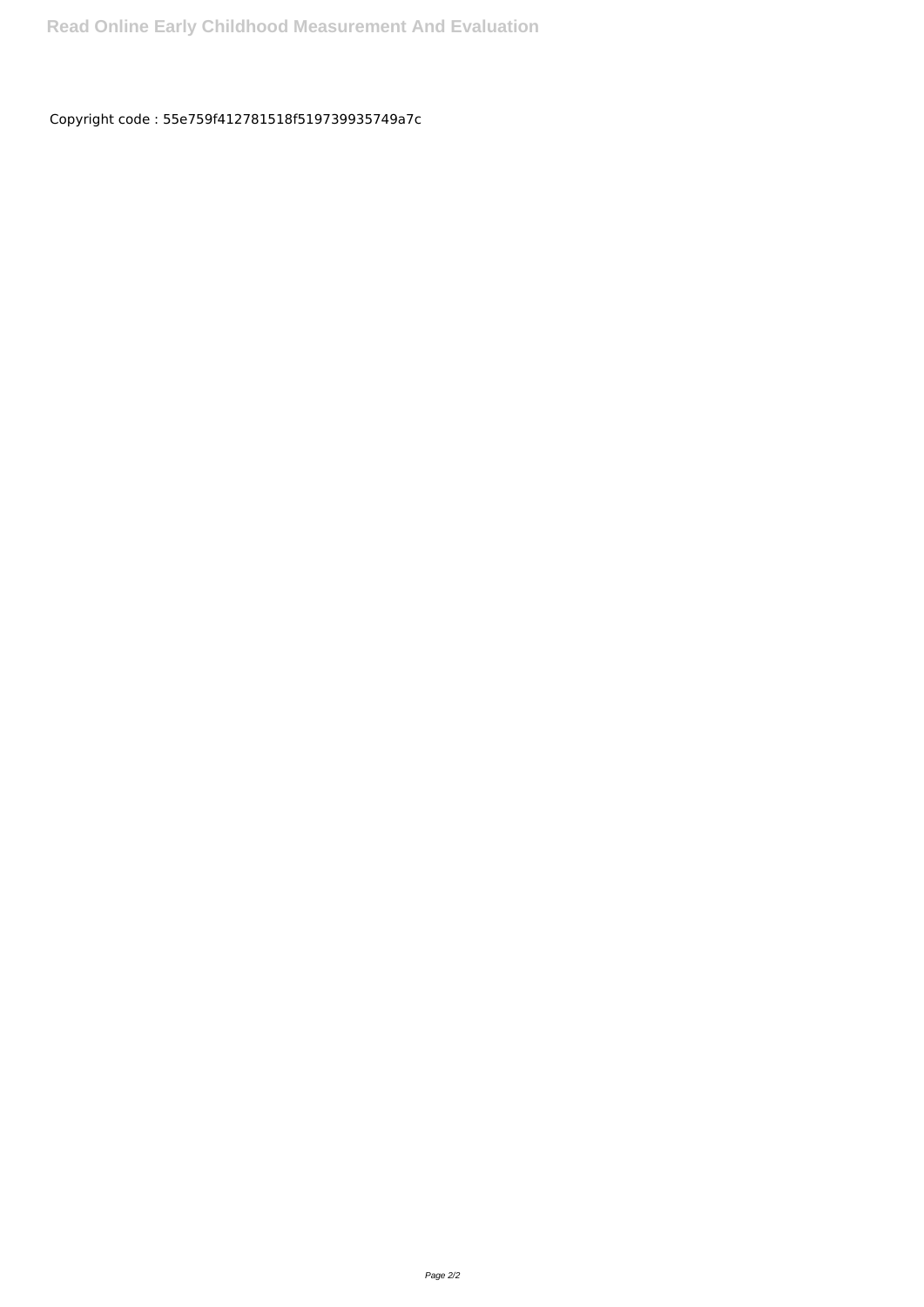Copyright code : 55e759f412781518f519739935749a7c